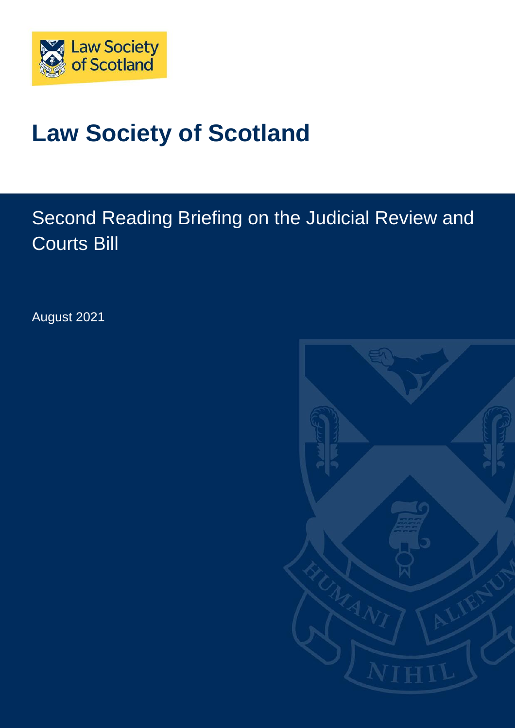# Law Society of Scotland

## Second Reading Briefing on the Judicial Review and Courts Bill

August 2021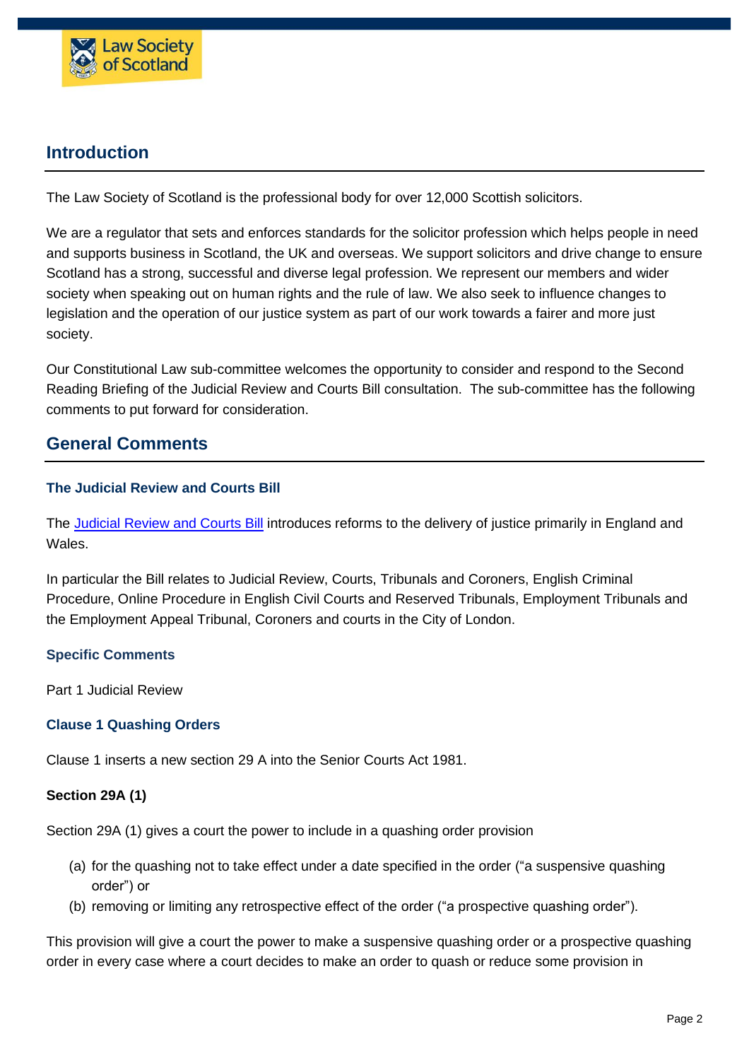## Introduction

The Law Society of Scotland is the professional body for over 12,000 Scottish solicitors.

We are a regulator that sets and enforces standards for the solicitor profession which helps people in need and supports business in Scotland, the UK and overseas. We support solicitors and drive change to ensure Scotland has a strong, successful and diverse legal profession. We represent our members and wider society when speaking out on human rights and the rule of law. We also seek to influence changes to legislation and the operation of our justice system as part of our work towards a fairer and more just society.

Our Constitutional Law sub-committee welcomes the opportunity to consider and respond to the Second Reading Briefing of the Judicial Review and Courts Bill consultation. The sub-committee has the following comments to put forward for consideration.

## General Comments

### The Judicial Review and Courts Bill

The [Judicial Review and Courts Bill] introduces reforms to the delivery of justice primarily in England and Wales.

In particular the Bill relates to Judicial Review, Courts, Tribunals and Coroners, English Criminal Procedure, Online Procedure in English Civil Courts and Reserved Tribunals, Employment Tribunals and the Employment Appeal Tribunal, Coroners and courts in the City of London.

### Specific Comments

Part 1 Judicial Review

### Clause 1 Quashing Orders

Clause 1 inserts a new section 29 A into the Senior Courts Act 1981.

**Section 29A (1)**

Section 29A (1) gives a court the power to include in a quashing order provision

(a) for the quashing not to take effect under a date specified in the order ("a suspensive quashing order") or
(b) removing or limiting any retrospective effect of the order ("a prospective quashing order").

This provision will give a court the power to make a suspensive quashing order or a prospective quashing order in every case where a court decides to make an order to quash or reduce some provision in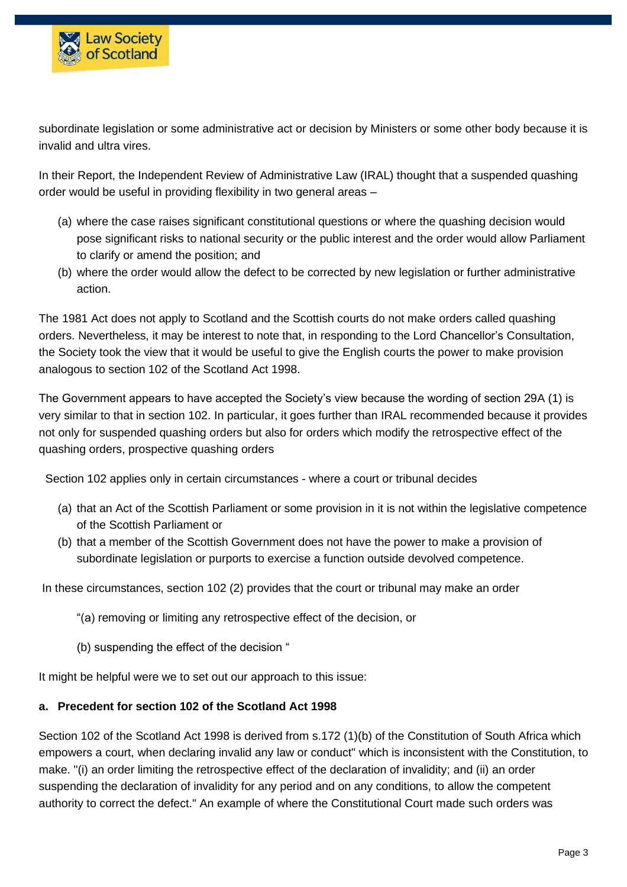subordinate legislation or some administrative act or decision by Ministers or some other body because it is invalid and ultra vires.

In their Report, the Independent Review of Administrative Law (IRAL) thought that a suspended quashing order would be useful in providing flexibility in two general areas –

(a) where the case raises significant constitutional questions or where the quashing decision would pose significant risks to national security or the public interest and the order would allow Parliament to clarify or amend the position; and

(b) where the order would allow the defect to be corrected by new legislation or further administrative action.

The 1981 Act does not apply to Scotland and the Scottish courts do not make orders called quashing orders. Nevertheless, it may be interest to note that, in responding to the Lord Chancellor's Consultation, the Society took the view that it would be useful to give the English courts the power to make provision analogous to section 102 of the Scotland Act 1998.

The Government appears to have accepted the Society's view because the wording of section 29A (1) is very similar to that in section 102. In particular, it goes further than IRAL recommended because it provides not only for suspended quashing orders but also for orders which modify the retrospective effect of the quashing orders, prospective quashing orders

Section 102 applies only in certain circumstances - where a court or tribunal decides

(a) that an Act of the Scottish Parliament or some provision in it is not within the legislative competence of the Scottish Parliament or

(b) that a member of the Scottish Government does not have the power to make a provision of subordinate legislation or purports to exercise a function outside devolved competence.

In these circumstances, section 102 (2) provides that the court or tribunal may make an order

"(a) removing or limiting any retrospective effect of the decision, or

(b) suspending the effect of the decision "

It might be helpful were we to set out our approach to this issue:

**a. Precedent for section 102 of the Scotland Act 1998**

Section 102 of the Scotland Act 1998 is derived from s.172 (1)(b) of the Constitution of South Africa which empowers a court, when declaring invalid any law or conduct" which is inconsistent with the Constitution, to make. "(i) an order limiting the retrospective effect of the declaration of invalidity; and (ii) an order suspending the declaration of invalidity for any period and on any conditions, to allow the competent authority to correct the defect." An example of where the Constitutional Court made such orders was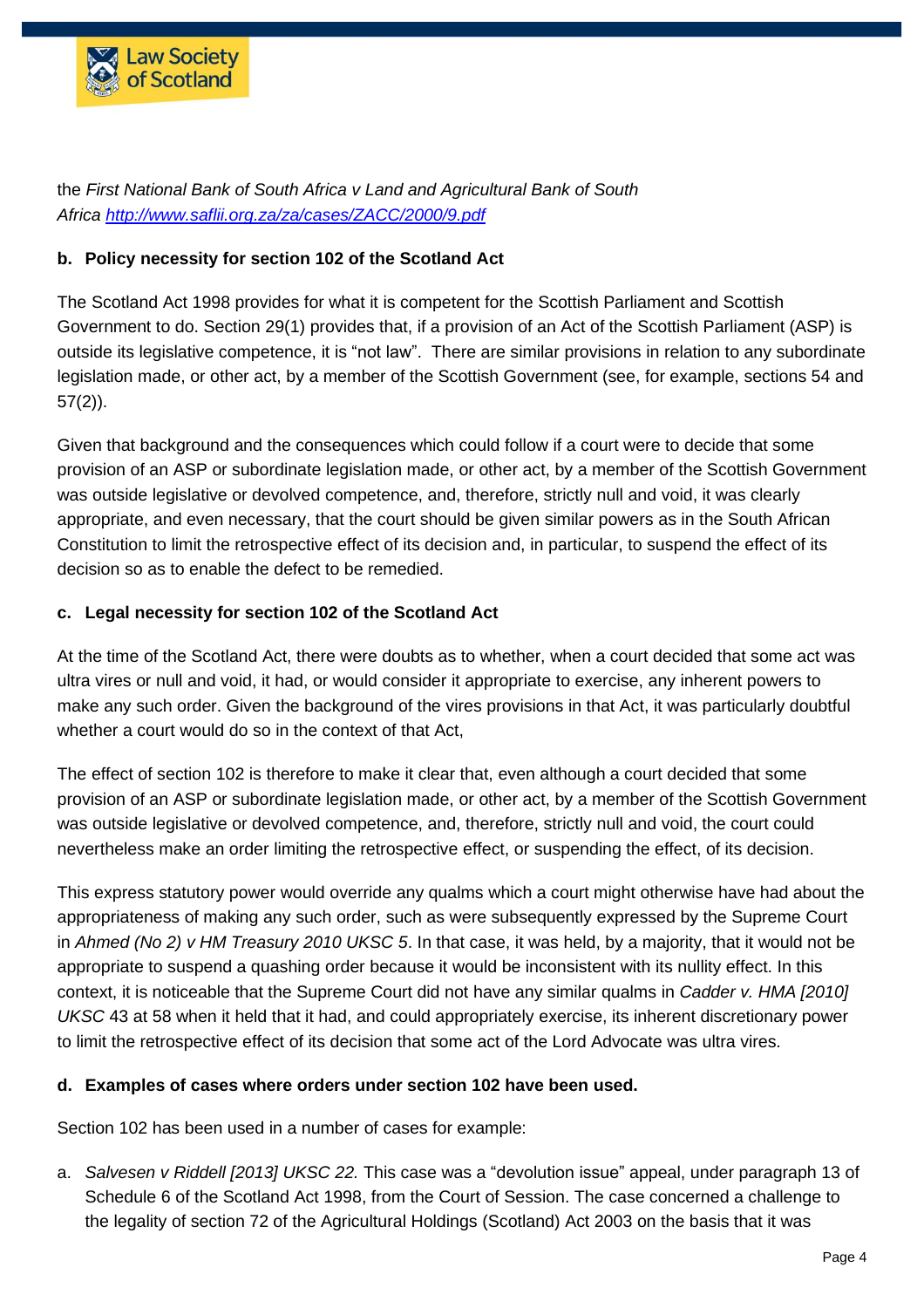the *First National Bank of South Africa v Land and Agricultural Bank of South Africa* [*http://www.saflii.org.za/za/cases/ZACC/2000/9.pdf*](http://www.saflii.org.za/za/cases/ZACC/2000/9.pdf)

**b. Policy necessity for section 102 of the Scotland Act**

The Scotland Act 1998 provides for what it is competent for the Scottish Parliament and Scottish Government to do. Section 29(1) provides that, if a provision of an Act of the Scottish Parliament (ASP) is outside its legislative competence, it is "not law". There are similar provisions in relation to any subordinate legislation made, or other act, by a member of the Scottish Government (see, for example, sections 54 and 57(2)).

Given that background and the consequences which could follow if a court were to decide that some provision of an ASP or subordinate legislation made, or other act, by a member of the Scottish Government was outside legislative or devolved competence, and, therefore, strictly null and void, it was clearly appropriate, and even necessary, that the court should be given similar powers as in the South African Constitution to limit the retrospective effect of its decision and, in particular, to suspend the effect of its decision so as to enable the defect to be remedied.

**c. Legal necessity for section 102 of the Scotland Act**

At the time of the Scotland Act, there were doubts as to whether, when a court decided that some act was ultra vires or null and void, it had, or would consider it appropriate to exercise, any inherent powers to make any such order. Given the background of the vires provisions in that Act, it was particularly doubtful whether a court would do so in the context of that Act,

The effect of section 102 is therefore to make it clear that, even although a court decided that some provision of an ASP or subordinate legislation made, or other act, by a member of the Scottish Government was outside legislative or devolved competence, and, therefore, strictly null and void, the court could nevertheless make an order limiting the retrospective effect, or suspending the effect, of its decision.

This express statutory power would override any qualms which a court might otherwise have had about the appropriateness of making any such order, such as were subsequently expressed by the Supreme Court in *Ahmed (No 2) v HM Treasury 2010 UKSC 5*. In that case, it was held, by a majority, that it would not be appropriate to suspend a quashing order because it would be inconsistent with its nullity effect. In this context, it is noticeable that the Supreme Court did not have any similar qualms in *Cadder v. HMA [2010] UKSC* 43 at 58 when it held that it had, and could appropriately exercise, its inherent discretionary power to limit the retrospective effect of its decision that some act of the Lord Advocate was ultra vires.

**d. Examples of cases where orders under section 102 have been used.**

Section 102 has been used in a number of cases for example:

a. *Salvesen v Riddell [2013] UKSC 22.* This case was a "devolution issue" appeal, under paragraph 13 of Schedule 6 of the Scotland Act 1998, from the Court of Session. The case concerned a challenge to the legality of section 72 of the Agricultural Holdings (Scotland) Act 2003 on the basis that it was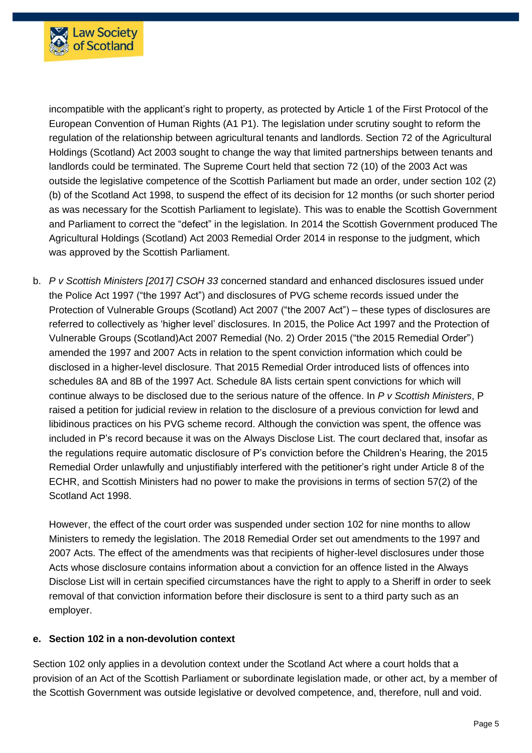incompatible with the applicant's right to property, as protected by Article 1 of the First Protocol of the European Convention of Human Rights (A1 P1). The legislation under scrutiny sought to reform the regulation of the relationship between agricultural tenants and landlords. Section 72 of the Agricultural Holdings (Scotland) Act 2003 sought to change the way that limited partnerships between tenants and landlords could be terminated. The Supreme Court held that section 72 (10) of the 2003 Act was outside the legislative competence of the Scottish Parliament but made an order, under section 102 (2) (b) of the Scotland Act 1998, to suspend the effect of its decision for 12 months (or such shorter period as was necessary for the Scottish Parliament to legislate). This was to enable the Scottish Government and Parliament to correct the "defect" in the legislation. In 2014 the Scottish Government produced The Agricultural Holdings (Scotland) Act 2003 Remedial Order 2014 in response to the judgment, which was approved by the Scottish Parliament.

b. *P v Scottish Ministers [2017] CSOH 33* concerned standard and enhanced disclosures issued under the Police Act 1997 ("the 1997 Act") and disclosures of PVG scheme records issued under the Protection of Vulnerable Groups (Scotland) Act 2007 ("the 2007 Act") – these types of disclosures are referred to collectively as 'higher level' disclosures. In 2015, the Police Act 1997 and the Protection of Vulnerable Groups (Scotland)Act 2007 Remedial (No. 2) Order 2015 ("the 2015 Remedial Order") amended the 1997 and 2007 Acts in relation to the spent conviction information which could be disclosed in a higher-level disclosure. That 2015 Remedial Order introduced lists of offences into schedules 8A and 8B of the 1997 Act. Schedule 8A lists certain spent convictions for which will continue always to be disclosed due to the serious nature of the offence. In *P v Scottish Ministers*, P raised a petition for judicial review in relation to the disclosure of a previous conviction for lewd and libidinous practices on his PVG scheme record. Although the conviction was spent, the offence was included in P's record because it was on the Always Disclose List. The court declared that, insofar as the regulations require automatic disclosure of P's conviction before the Children's Hearing, the 2015 Remedial Order unlawfully and unjustifiably interfered with the petitioner's right under Article 8 of the ECHR, and Scottish Ministers had no power to make the provisions in terms of section 57(2) of the Scotland Act 1998.

   However, the effect of the court order was suspended under section 102 for nine months to allow Ministers to remedy the legislation. The 2018 Remedial Order set out amendments to the 1997 and 2007 Acts. The effect of the amendments was that recipients of higher-level disclosures under those Acts whose disclosure contains information about a conviction for an offence listed in the Always Disclose List will in certain specified circumstances have the right to apply to a Sheriff in order to seek removal of that conviction information before their disclosure is sent to a third party such as an employer.

**e. Section 102 in a non-devolution context**

Section 102 only applies in a devolution context under the Scotland Act where a court holds that a provision of an Act of the Scottish Parliament or subordinate legislation made, or other act, by a member of the Scottish Government was outside legislative or devolved competence, and, therefore, null and void.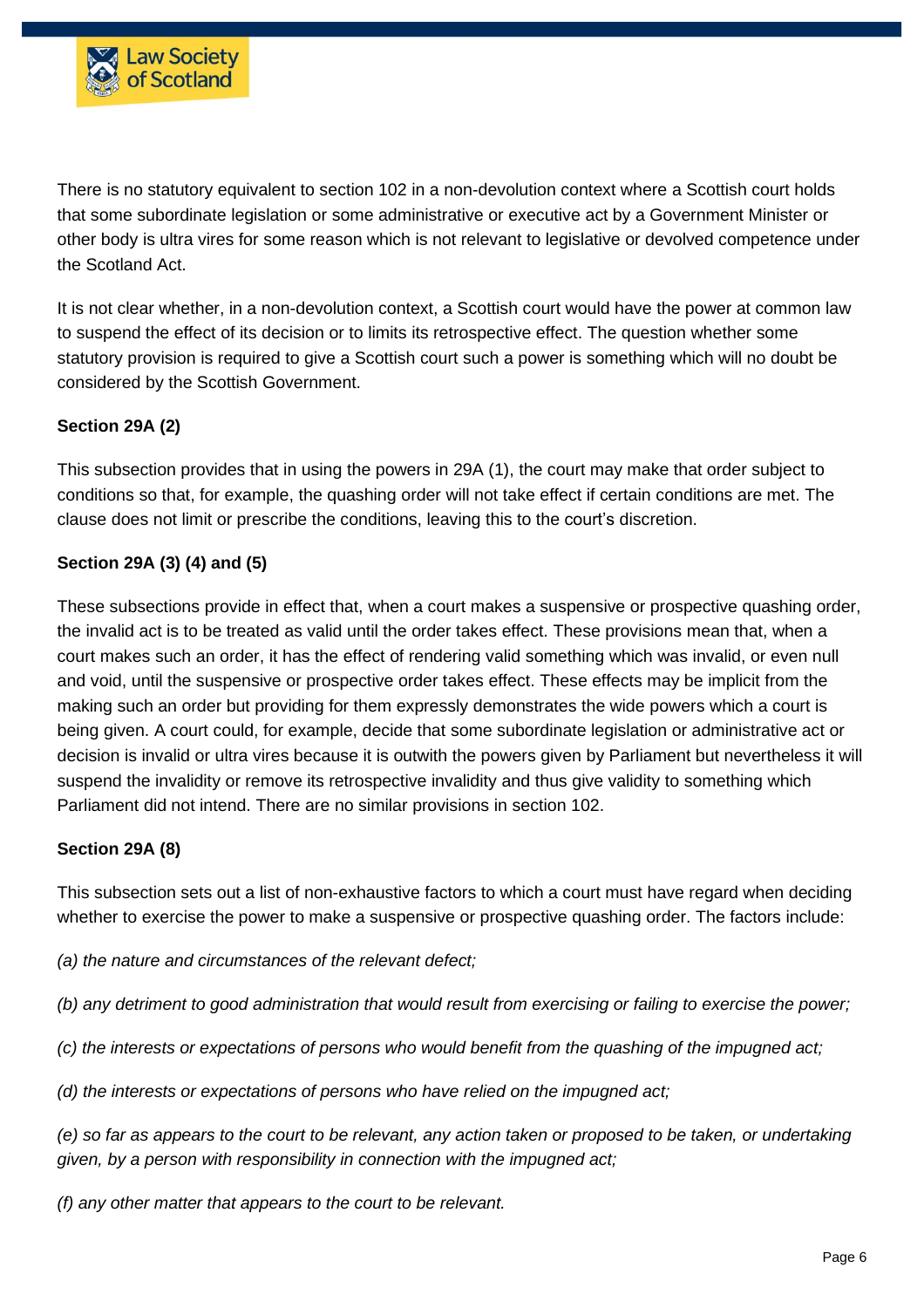There is no statutory equivalent to section 102 in a non-devolution context where a Scottish court holds that some subordinate legislation or some administrative or executive act by a Government Minister or other body is ultra vires for some reason which is not relevant to legislative or devolved competence under the Scotland Act.

It is not clear whether, in a non-devolution context, a Scottish court would have the power at common law to suspend the effect of its decision or to limits its retrospective effect. The question whether some statutory provision is required to give a Scottish court such a power is something which will no doubt be considered by the Scottish Government.

**Section 29A (2)**

This subsection provides that in using the powers in 29A (1), the court may make that order subject to conditions so that, for example, the quashing order will not take effect if certain conditions are met. The clause does not limit or prescribe the conditions, leaving this to the court's discretion.

**Section 29A (3) (4) and (5)**

These subsections provide in effect that, when a court makes a suspensive or prospective quashing order, the invalid act is to be treated as valid until the order takes effect. These provisions mean that, when a court makes such an order, it has the effect of rendering valid something which was invalid, or even null and void, until the suspensive or prospective order takes effect. These effects may be implicit from the making such an order but providing for them expressly demonstrates the wide powers which a court is being given. A court could, for example, decide that some subordinate legislation or administrative act or decision is invalid or ultra vires because it is outwith the powers given by Parliament but nevertheless it will suspend the invalidity or remove its retrospective invalidity and thus give validity to something which Parliament did not intend. There are no similar provisions in section 102.

**Section 29A (8)**

This subsection sets out a list of non-exhaustive factors to which a court must have regard when deciding whether to exercise the power to make a suspensive or prospective quashing order. The factors include:

*(a) the nature and circumstances of the relevant defect;*

*(b) any detriment to good administration that would result from exercising or failing to exercise the power;*

*(c) the interests or expectations of persons who would benefit from the quashing of the impugned act;*

*(d) the interests or expectations of persons who have relied on the impugned act;*

*(e) so far as appears to the court to be relevant, any action taken or proposed to be taken, or undertaking given, by a person with responsibility in connection with the impugned act;*

*(f) any other matter that appears to the court to be relevant.*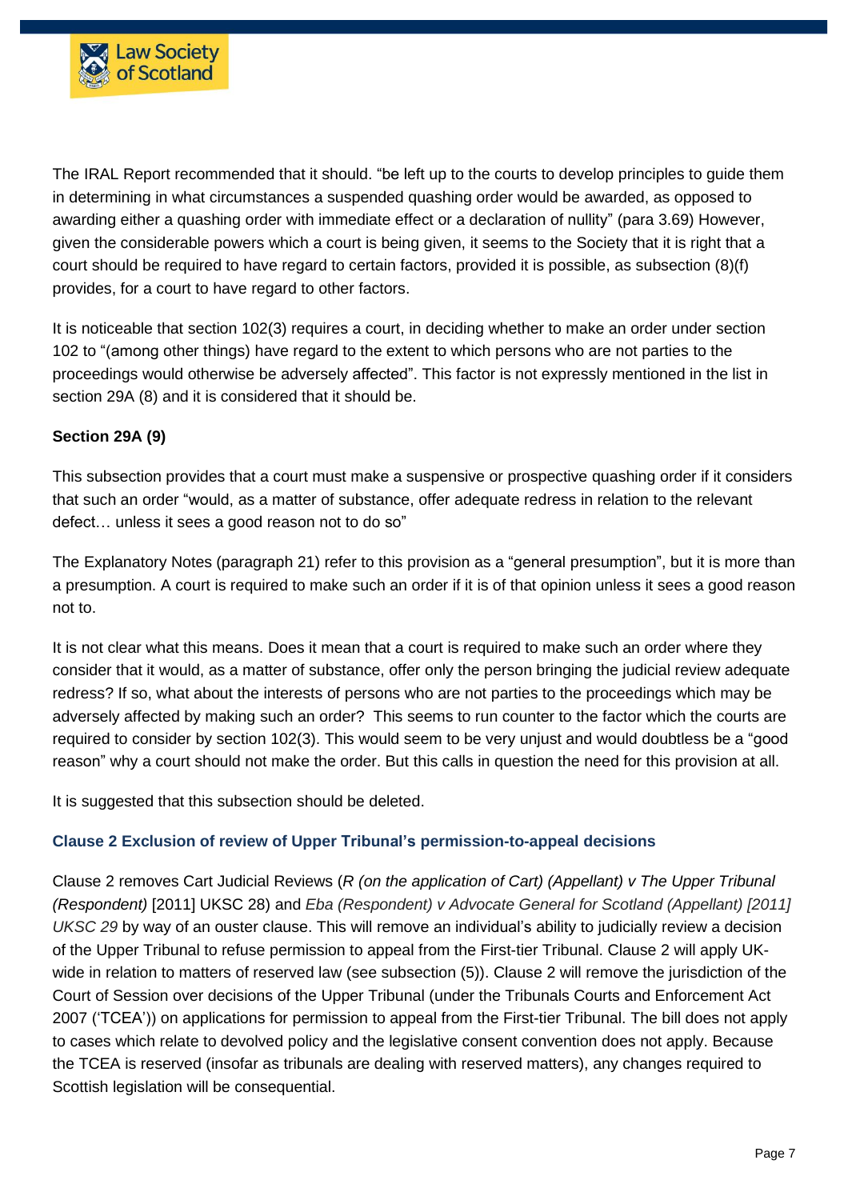The IRAL Report recommended that it should. "be left up to the courts to develop principles to guide them in determining in what circumstances a suspended quashing order would be awarded, as opposed to awarding either a quashing order with immediate effect or a declaration of nullity" (para 3.69) However, given the considerable powers which a court is being given, it seems to the Society that it is right that a court should be required to have regard to certain factors, provided it is possible, as subsection (8)(f) provides, for a court to have regard to other factors.

It is noticeable that section 102(3) requires a court, in deciding whether to make an order under section 102 to "(among other things) have regard to the extent to which persons who are not parties to the proceedings would otherwise be adversely affected". This factor is not expressly mentioned in the list in section 29A (8) and it is considered that it should be.

**Section 29A (9)**

This subsection provides that a court must make a suspensive or prospective quashing order if it considers that such an order "would, as a matter of substance, offer adequate redress in relation to the relevant defect… unless it sees a good reason not to do so"

The Explanatory Notes (paragraph 21) refer to this provision as a "general presumption", but it is more than a presumption. A court is required to make such an order if it is of that opinion unless it sees a good reason not to.

It is not clear what this means. Does it mean that a court is required to make such an order where they consider that it would, as a matter of substance, offer only the person bringing the judicial review adequate redress? If so, what about the interests of persons who are not parties to the proceedings which may be adversely affected by making such an order? This seems to run counter to the factor which the courts are required to consider by section 102(3). This would seem to be very unjust and would doubtless be a "good reason" why a court should not make the order. But this calls in question the need for this provision at all.

It is suggested that this subsection should be deleted.

### Clause 2 Exclusion of review of Upper Tribunal's permission-to-appeal decisions

Clause 2 removes Cart Judicial Reviews (*R (on the application of Cart) (Appellant) v The Upper Tribunal (Respondent)* [2011] UKSC 28) and *Eba (Respondent) v Advocate General for Scotland (Appellant) [2011] UKSC 29* by way of an ouster clause. This will remove an individual's ability to judicially review a decision of the Upper Tribunal to refuse permission to appeal from the First-tier Tribunal. Clause 2 will apply UK-wide in relation to matters of reserved law (see subsection (5)). Clause 2 will remove the jurisdiction of the Court of Session over decisions of the Upper Tribunal (under the Tribunals Courts and Enforcement Act 2007 ('TCEA')) on applications for permission to appeal from the First-tier Tribunal. The bill does not apply to cases which relate to devolved policy and the legislative consent convention does not apply. Because the TCEA is reserved (insofar as tribunals are dealing with reserved matters), any changes required to Scottish legislation will be consequential.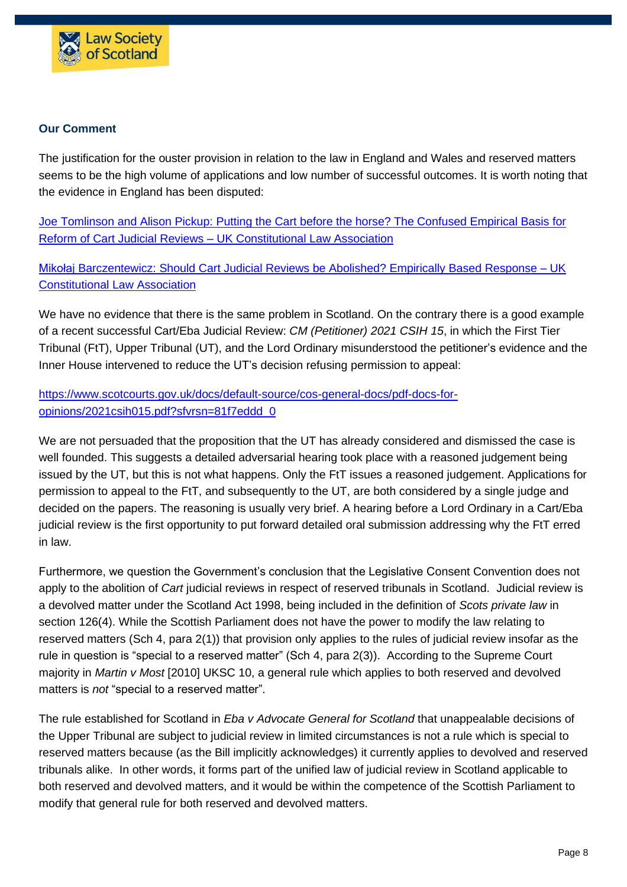**Our Comment**

The justification for the ouster provision in relation to the law in England and Wales and reserved matters seems to be the high volume of applications and low number of successful outcomes. It is worth noting that the evidence in England has been disputed:

[Joe Tomlinson and Alison Pickup: Putting the Cart before the horse? The Confused Empirical Basis for Reform of Cart Judicial Reviews – UK Constitutional Law Association]

[Mikołaj Barczentewicz: Should Cart Judicial Reviews be Abolished? Empirically Based Response – UK Constitutional Law Association]

We have no evidence that there is the same problem in Scotland. On the contrary there is a good example of a recent successful Cart/Eba Judicial Review: *CM (Petitioner) 2021 CSIH 15*, in which the First Tier Tribunal (FtT), Upper Tribunal (UT), and the Lord Ordinary misunderstood the petitioner's evidence and the Inner House intervened to reduce the UT's decision refusing permission to appeal:

https://www.scotcourts.gov.uk/docs/default-source/cos-general-docs/pdf-docs-for-opinions/2021csih015.pdf?sfvrsn=81f7eddd_0

We are not persuaded that the proposition that the UT has already considered and dismissed the case is well founded. This suggests a detailed adversarial hearing took place with a reasoned judgement being issued by the UT, but this is not what happens. Only the FtT issues a reasoned judgement. Applications for permission to appeal to the FtT, and subsequently to the UT, are both considered by a single judge and decided on the papers. The reasoning is usually very brief. A hearing before a Lord Ordinary in a Cart/Eba judicial review is the first opportunity to put forward detailed oral submission addressing why the FtT erred in law.

Furthermore, we question the Government's conclusion that the Legislative Consent Convention does not apply to the abolition of *Cart* judicial reviews in respect of reserved tribunals in Scotland. Judicial review is a devolved matter under the Scotland Act 1998, being included in the definition of *Scots private law* in section 126(4). While the Scottish Parliament does not have the power to modify the law relating to reserved matters (Sch 4, para 2(1)) that provision only applies to the rules of judicial review insofar as the rule in question is "special to a reserved matter" (Sch 4, para 2(3)). According to the Supreme Court majority in *Martin v Most* [2010] UKSC 10, a general rule which applies to both reserved and devolved matters is *not* "special to a reserved matter".

The rule established for Scotland in *Eba v Advocate General for Scotland* that unappealable decisions of the Upper Tribunal are subject to judicial review in limited circumstances is not a rule which is special to reserved matters because (as the Bill implicitly acknowledges) it currently applies to devolved and reserved tribunals alike. In other words, it forms part of the unified law of judicial review in Scotland applicable to both reserved and devolved matters, and it would be within the competence of the Scottish Parliament to modify that general rule for both reserved and devolved matters.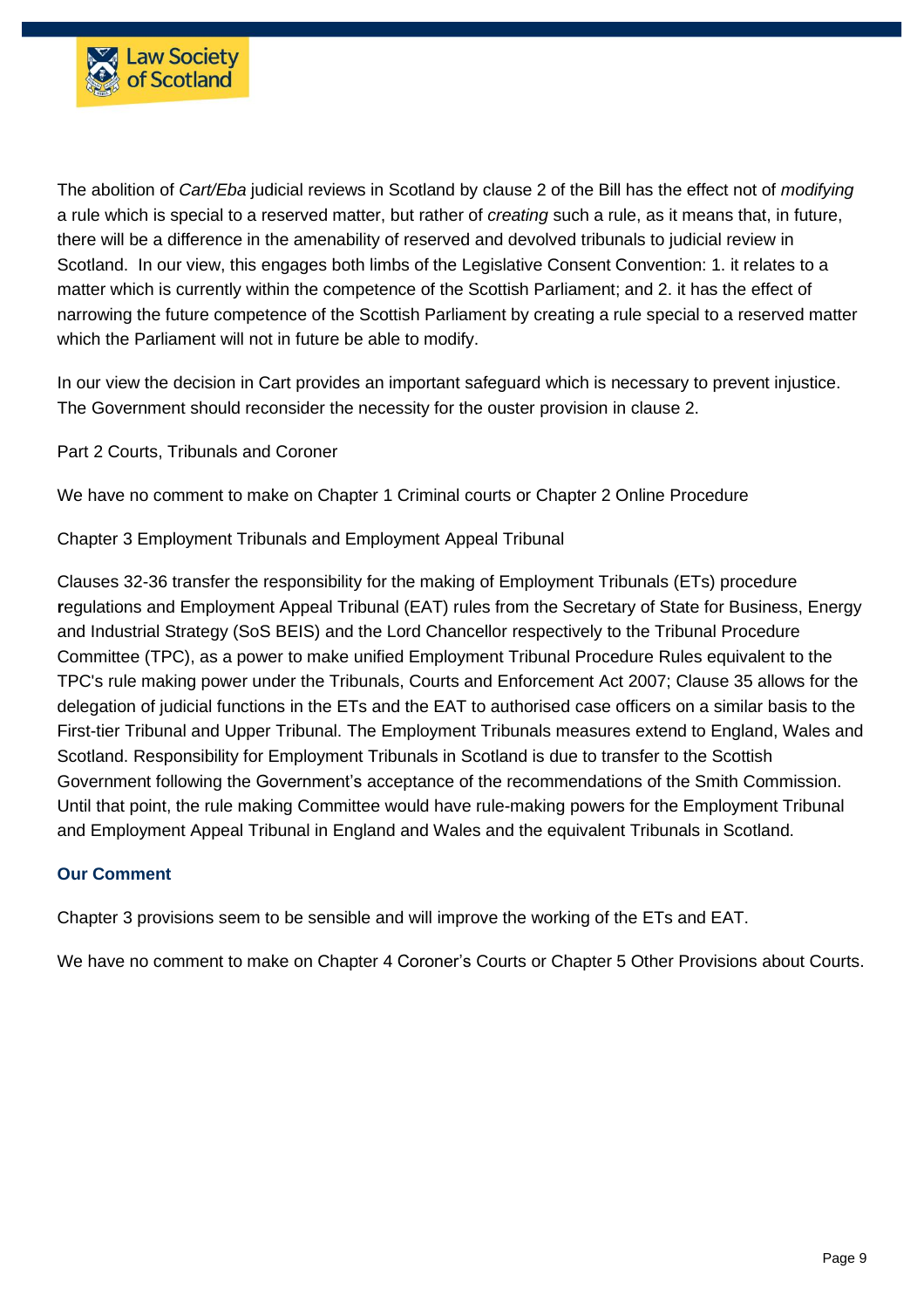The abolition of *Cart/Eba* judicial reviews in Scotland by clause 2 of the Bill has the effect not of *modifying* a rule which is special to a reserved matter, but rather of *creating* such a rule, as it means that, in future, there will be a difference in the amenability of reserved and devolved tribunals to judicial review in Scotland. In our view, this engages both limbs of the Legislative Consent Convention: 1. it relates to a matter which is currently within the competence of the Scottish Parliament; and 2. it has the effect of narrowing the future competence of the Scottish Parliament by creating a rule special to a reserved matter which the Parliament will not in future be able to modify.

In our view the decision in Cart provides an important safeguard which is necessary to prevent injustice. The Government should reconsider the necessity for the ouster provision in clause 2.

Part 2 Courts, Tribunals and Coroner

We have no comment to make on Chapter 1 Criminal courts or Chapter 2 Online Procedure

Chapter 3 Employment Tribunals and Employment Appeal Tribunal

Clauses 32-36 transfer the responsibility for the making of Employment Tribunals (ETs) procedure regulations and Employment Appeal Tribunal (EAT) rules from the Secretary of State for Business, Energy and Industrial Strategy (SoS BEIS) and the Lord Chancellor respectively to the Tribunal Procedure Committee (TPC), as a power to make unified Employment Tribunal Procedure Rules equivalent to the TPC's rule making power under the Tribunals, Courts and Enforcement Act 2007; Clause 35 allows for the delegation of judicial functions in the ETs and the EAT to authorised case officers on a similar basis to the First-tier Tribunal and Upper Tribunal. The Employment Tribunals measures extend to England, Wales and Scotland. Responsibility for Employment Tribunals in Scotland is due to transfer to the Scottish Government following the Government's acceptance of the recommendations of the Smith Commission. Until that point, the rule making Committee would have rule-making powers for the Employment Tribunal and Employment Appeal Tribunal in England and Wales and the equivalent Tribunals in Scotland.

### Our Comment

Chapter 3 provisions seem to be sensible and will improve the working of the ETs and EAT.

We have no comment to make on Chapter 4 Coroner's Courts or Chapter 5 Other Provisions about Courts.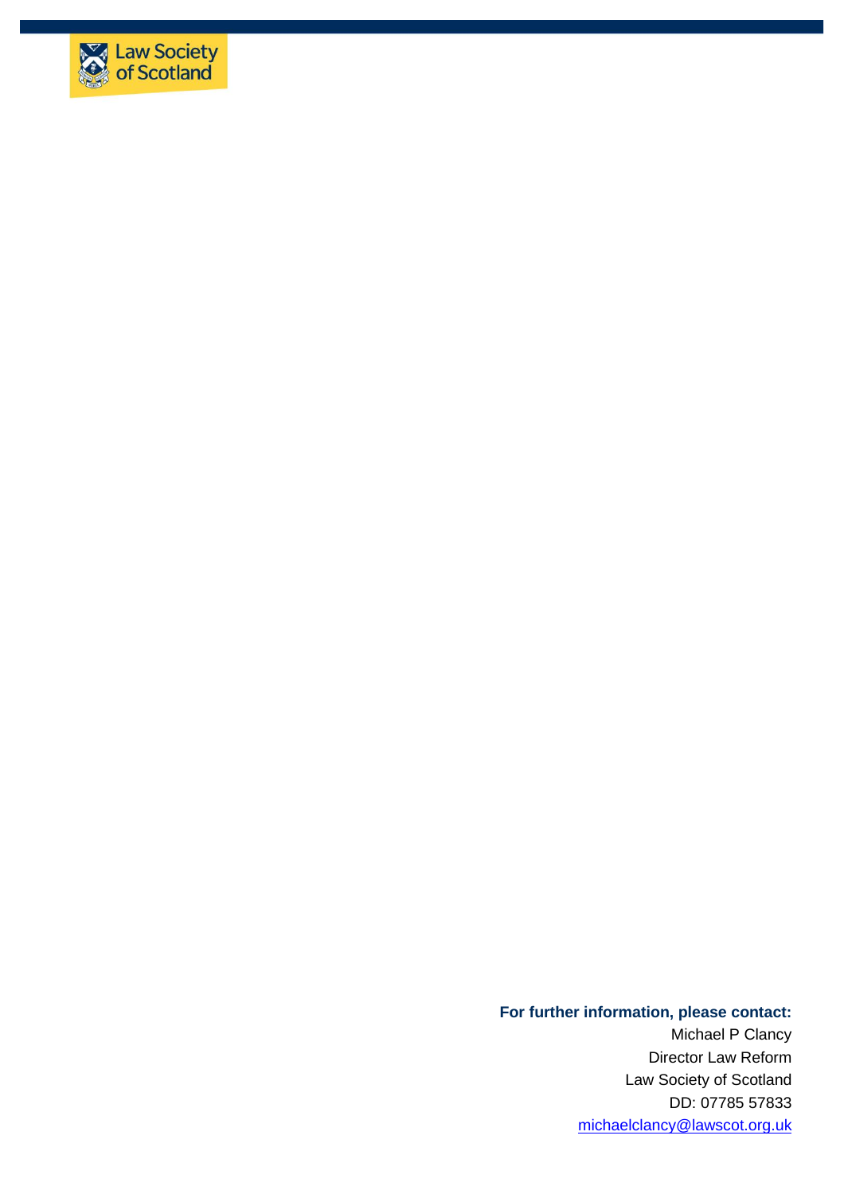**For further information, please contact:**

Michael P Clancy
Director Law Reform
Law Society of Scotland
DD: 07785 57833
michaelclancy@lawscot.org.uk